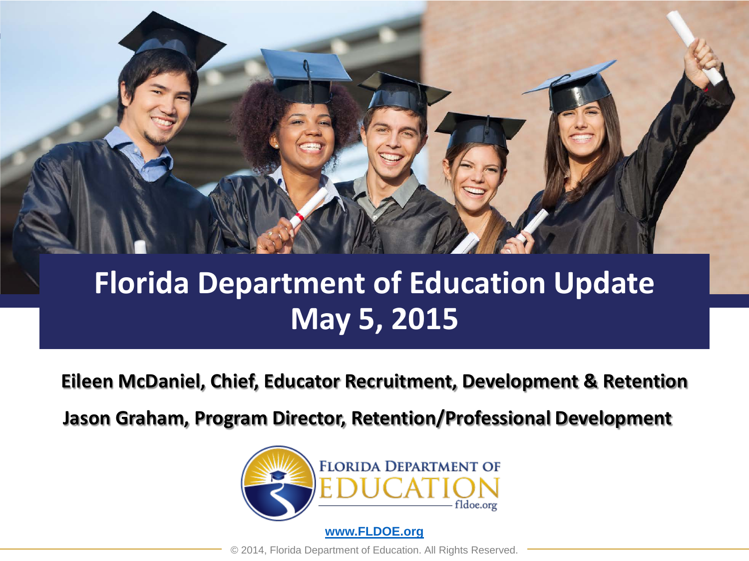# Florida Department of Education Update May 5, 2015

**Eileen McDaniel, Chief, Educator Recruitment, Development & Retention**

**Jason Graham, Program Director, Retention/Professional Development**

FLORIDA DEPARTMENT OF EDUCATION

fldoe.org

www.FLDOE.org

© 2014, Florida Department of Education. All Rights Reserved.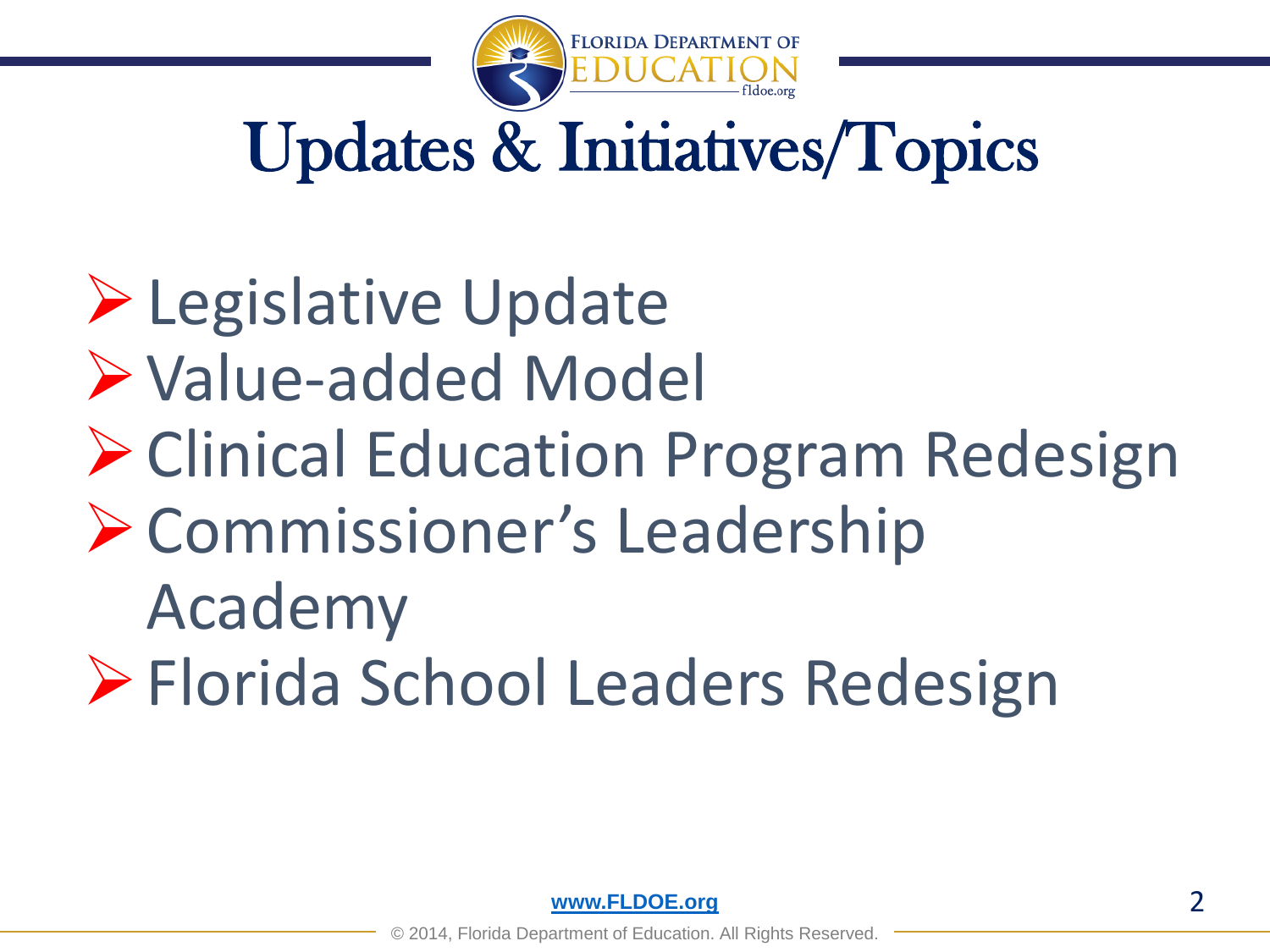# Updates & Initiatives/Topics

- Legislative Update
- Value-added Model
- Clinical Education Program Redesign
- Commissioner's Leadership Academy
- Florida School Leaders Redesign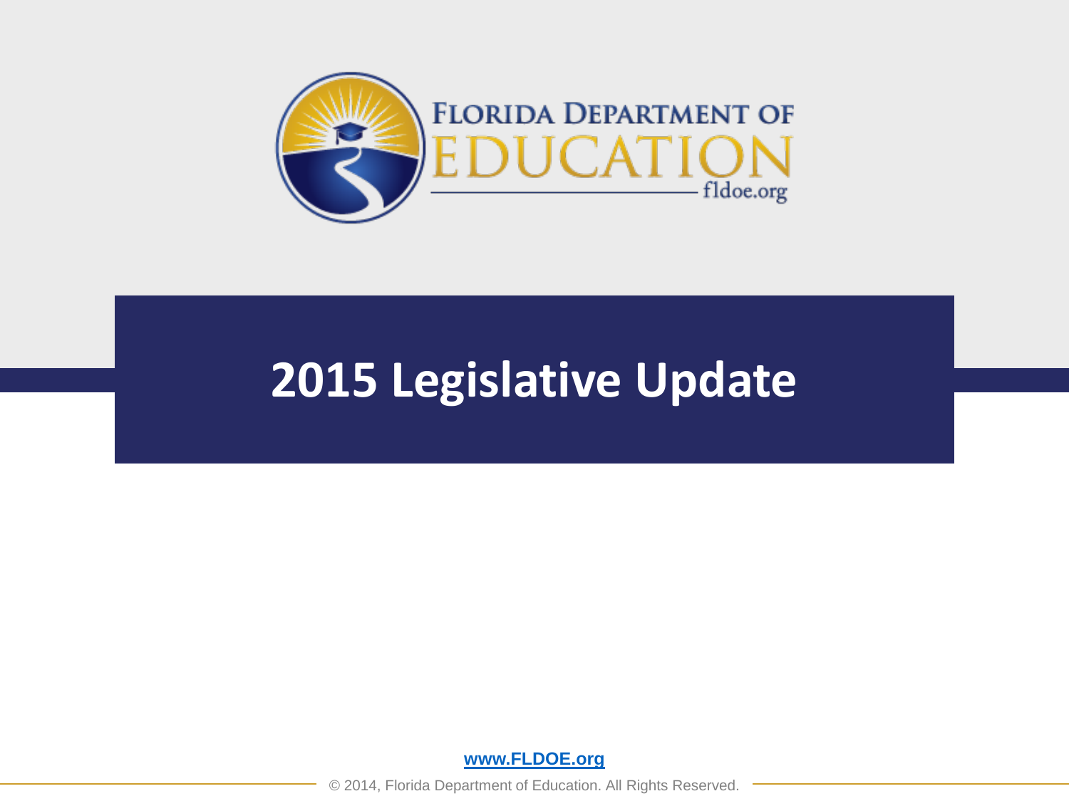# 2015 Legislative Update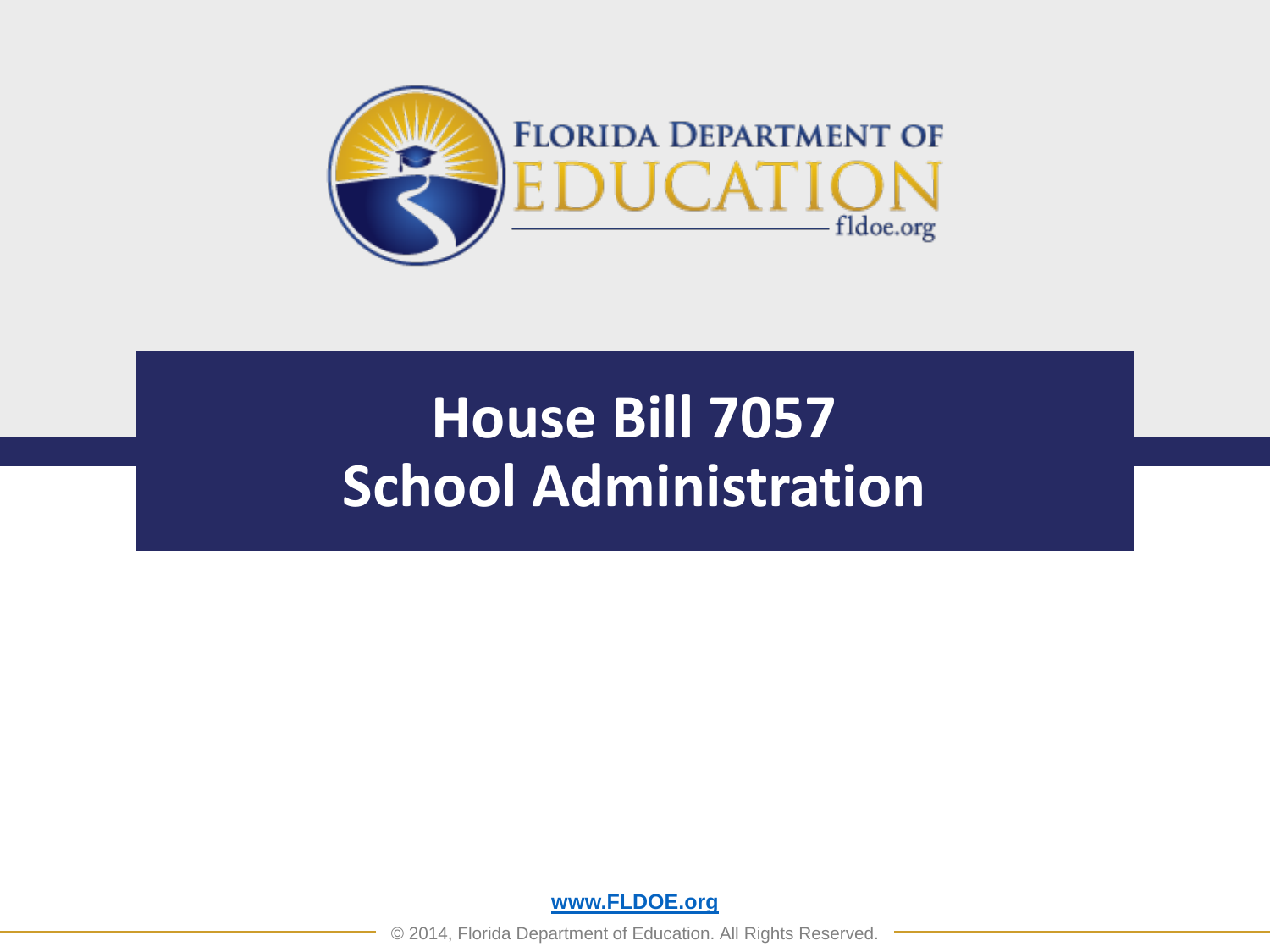# House Bill 7057
# School Administration

www.FLDOE.org

© 2014, Florida Department of Education. All Rights Reserved.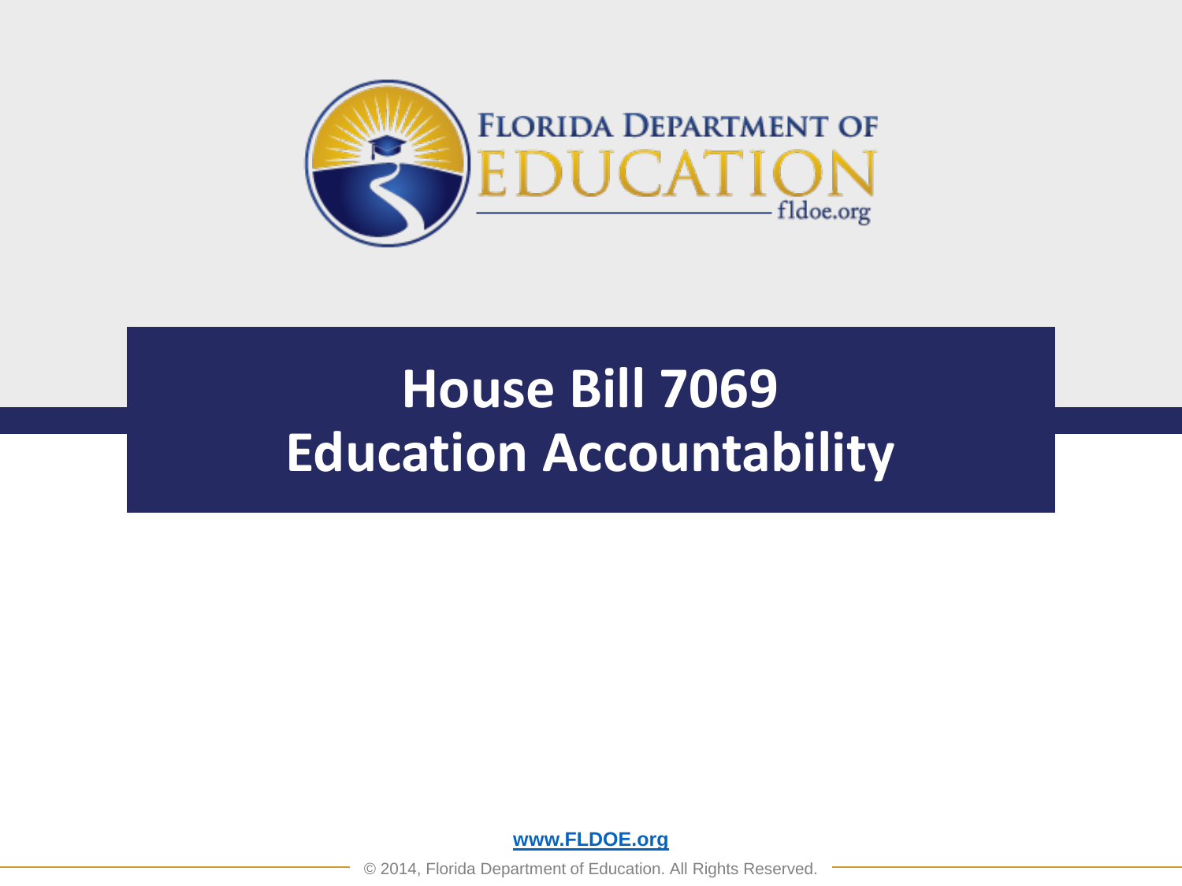# House Bill 7069
# Education Accountability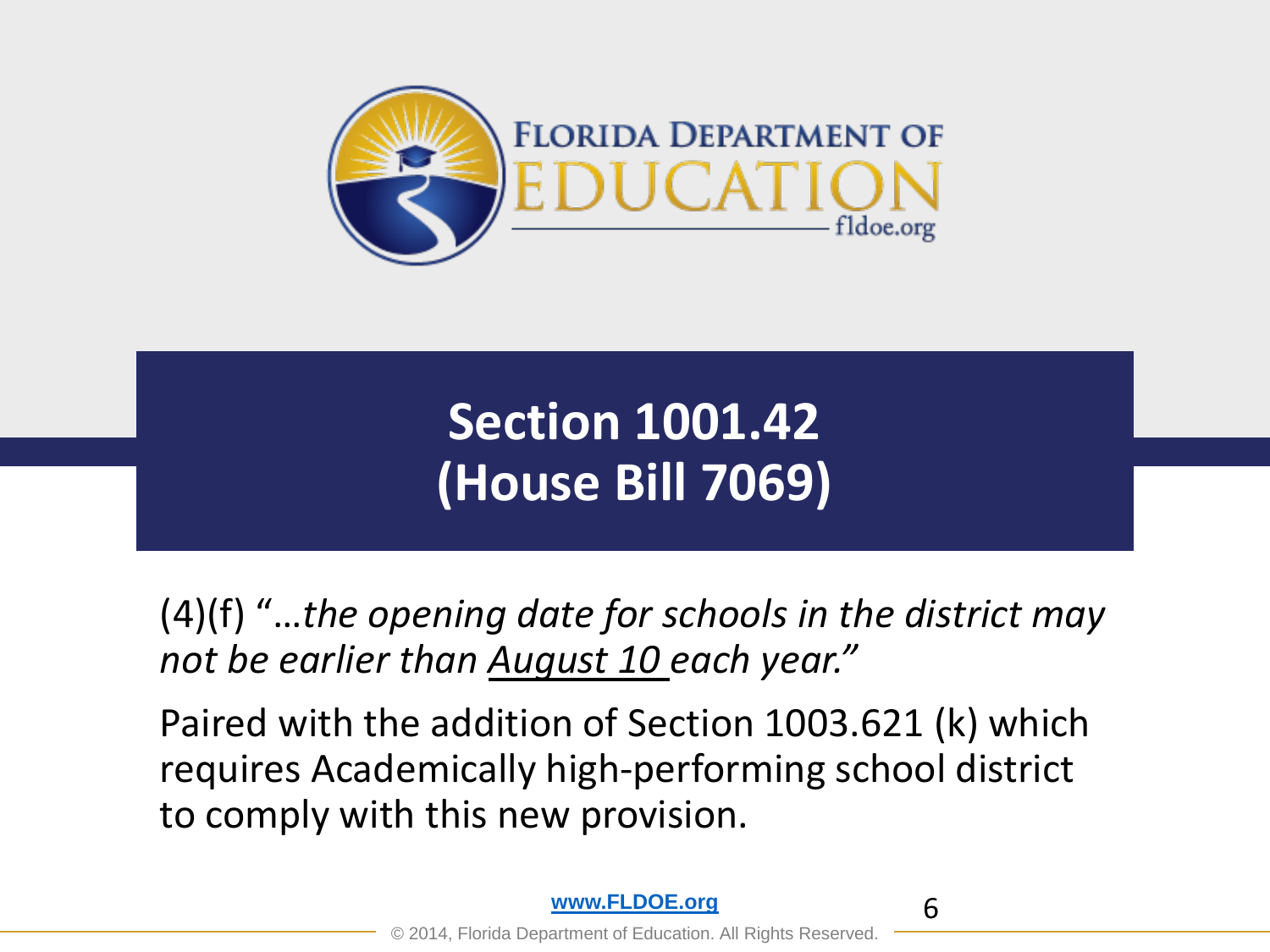# Section 1001.42 (House Bill 7069)

(4)(f) *"…the opening date for schools in the district may not be earlier than <u>August 10</u> each year."*

Paired with the addition of Section 1003.621 (k) which requires Academically high-performing school district to comply with this new provision.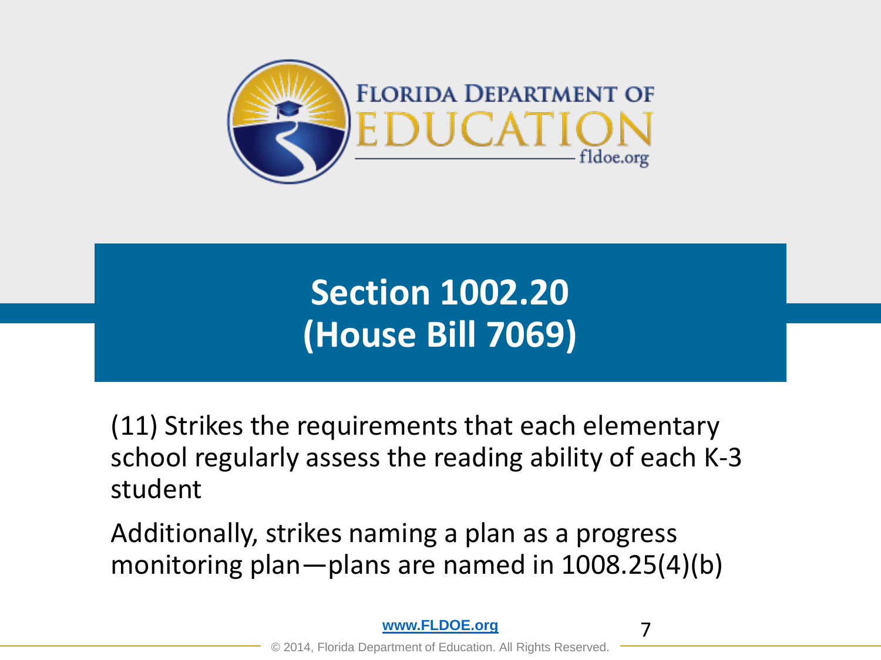# Section 1002.20 (House Bill 7069)

(11) Strikes the requirements that each elementary school regularly assess the reading ability of each K-3 student

Additionally, strikes naming a plan as a progress monitoring plan—plans are named in 1008.25(4)(b)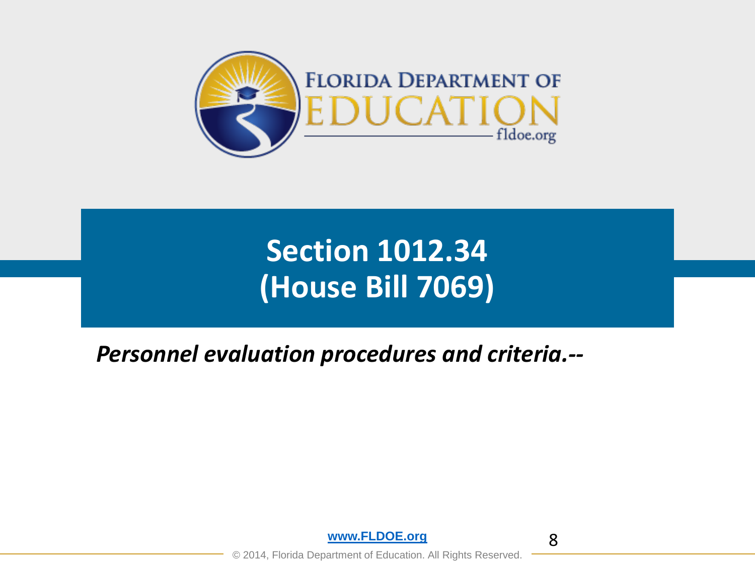# Section 1012.34 (House Bill 7069)

***Personnel evaluation procedures and criteria.--***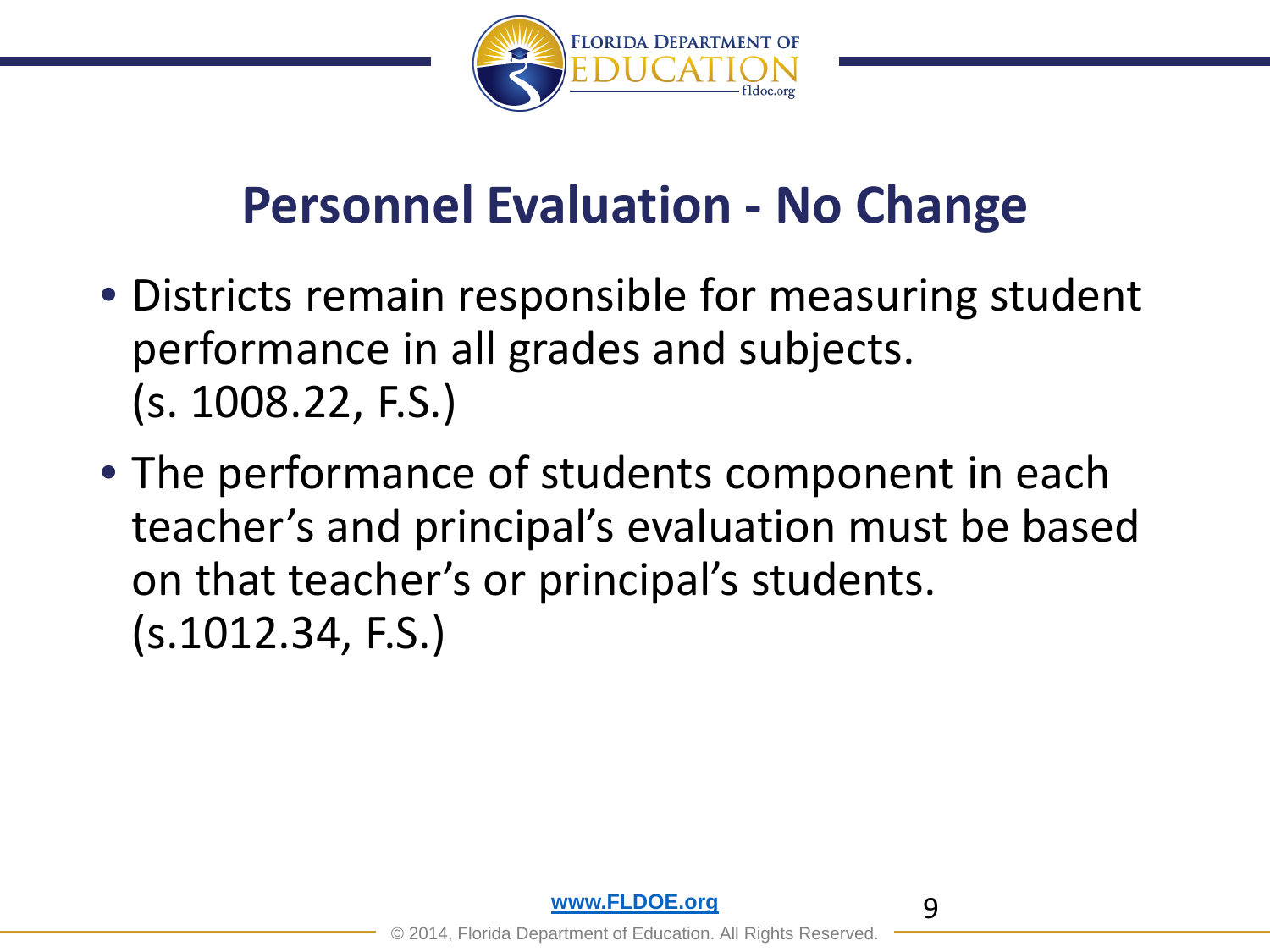# Personnel Evaluation - No Change

- Districts remain responsible for measuring student performance in all grades and subjects. (s. 1008.22, F.S.)
- The performance of students component in each teacher's and principal's evaluation must be based on that teacher's or principal's students. (s.1012.34, F.S.)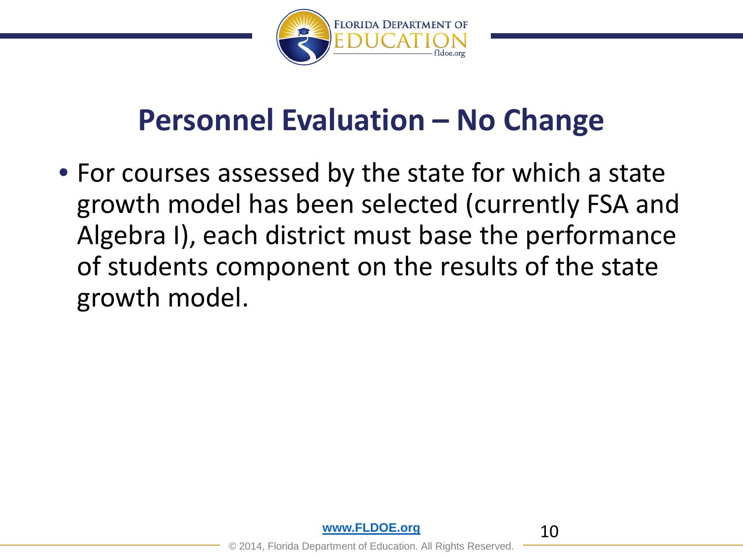# Personnel Evaluation – No Change

- For courses assessed by the state for which a state growth model has been selected (currently FSA and Algebra I), each district must base the performance of students component on the results of the state growth model.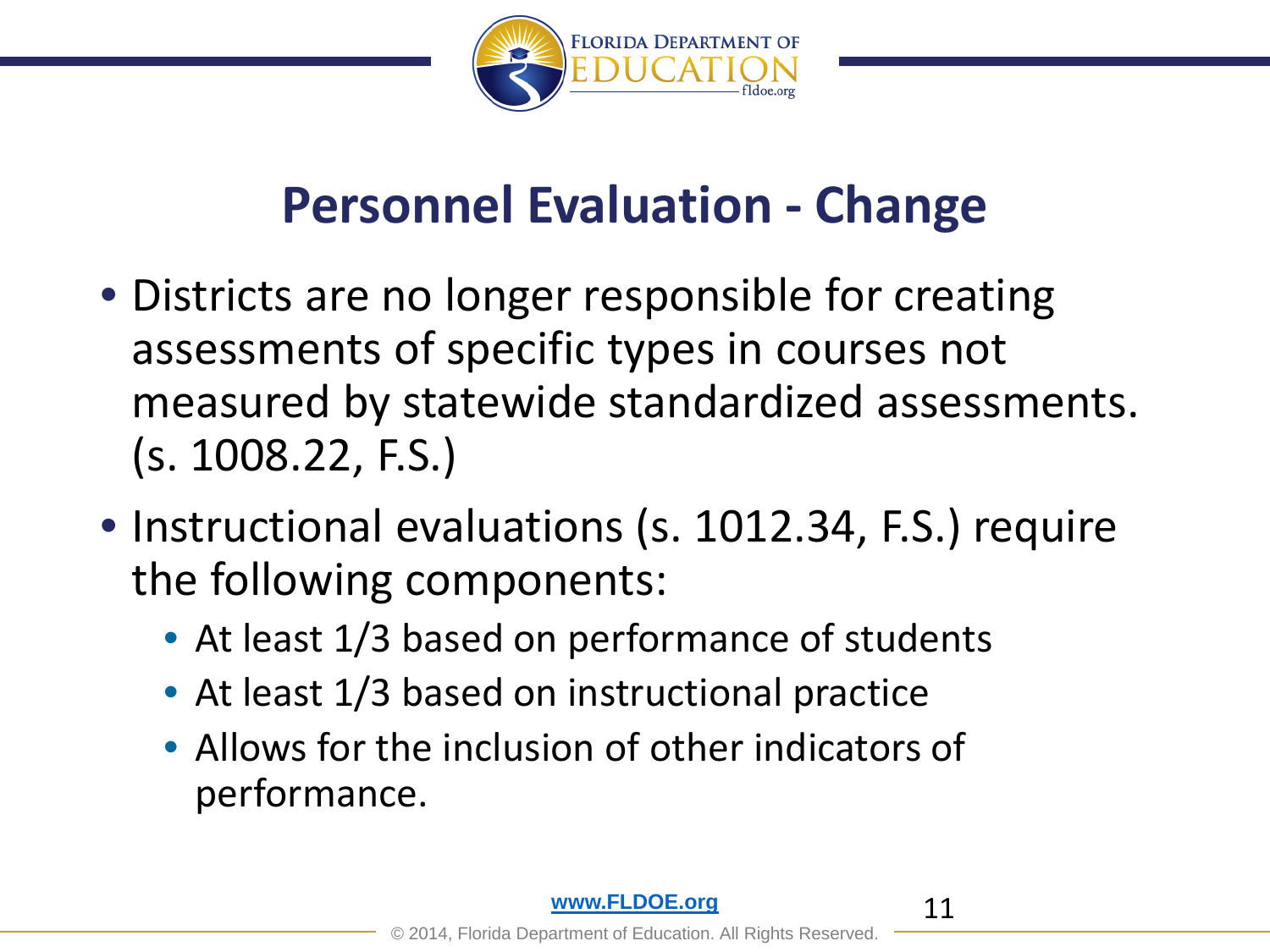# Personnel Evaluation - Change

- Districts are no longer responsible for creating assessments of specific types in courses not measured by statewide standardized assessments. (s. 1008.22, F.S.)
- Instructional evaluations (s. 1012.34, F.S.) require the following components:
  - At least 1/3 based on performance of students
  - At least 1/3 based on instructional practice
  - Allows for the inclusion of other indicators of performance.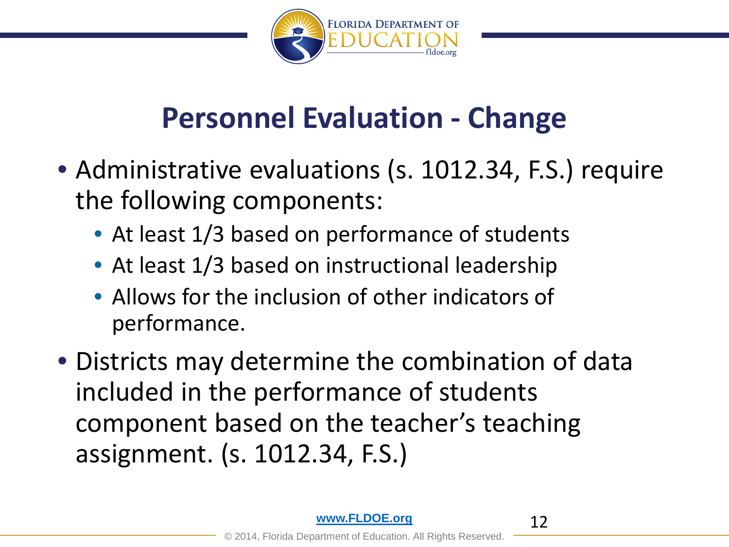# Personnel Evaluation - Change

- Administrative evaluations (s. 1012.34, F.S.) require the following components:
  - At least 1/3 based on performance of students
  - At least 1/3 based on instructional leadership
  - Allows for the inclusion of other indicators of performance.
- Districts may determine the combination of data included in the performance of students component based on the teacher's teaching assignment. (s. 1012.34, F.S.)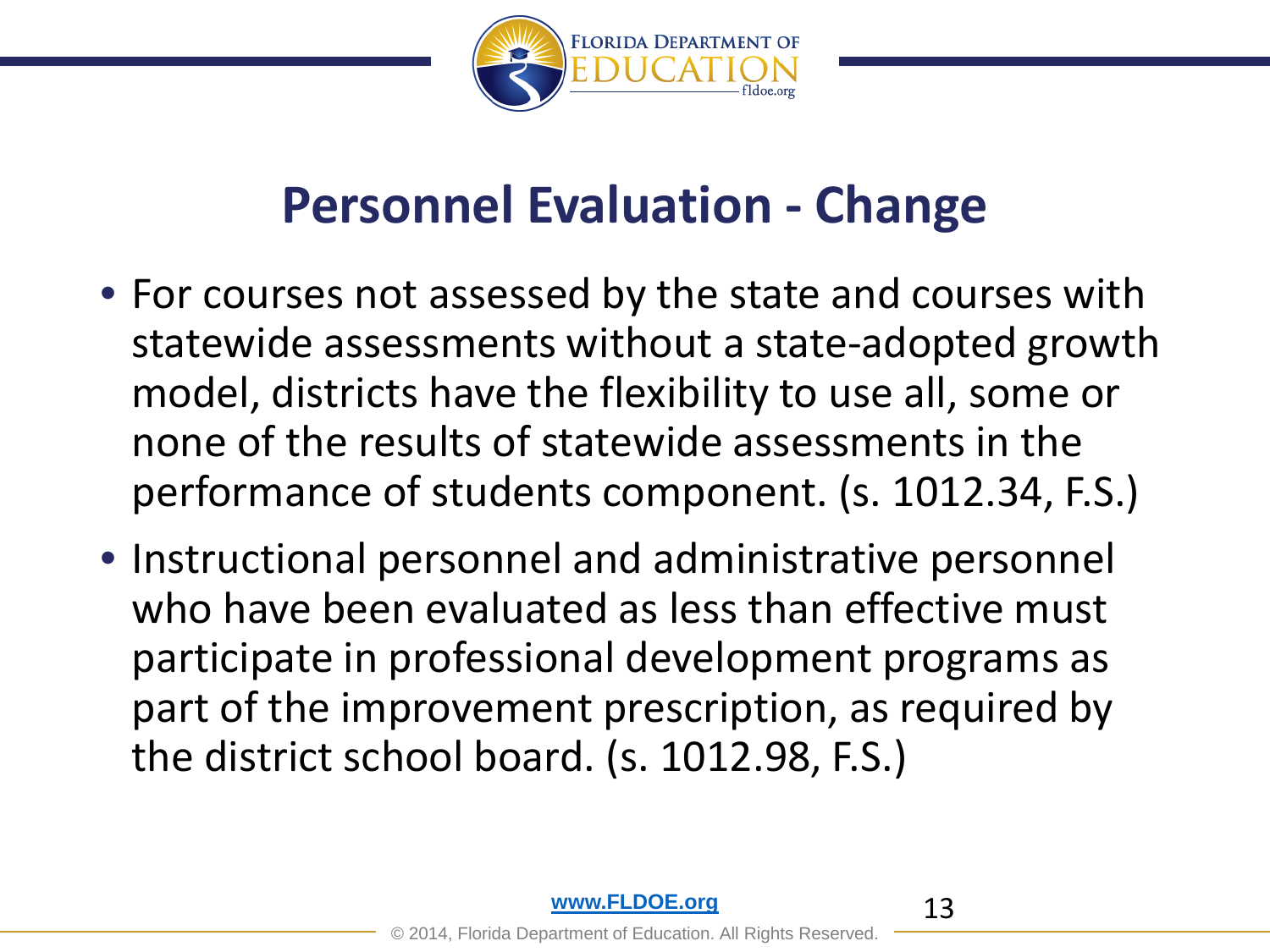# Personnel Evaluation - Change

- For courses not assessed by the state and courses with statewide assessments without a state-adopted growth model, districts have the flexibility to use all, some or none of the results of statewide assessments in the performance of students component. (s. 1012.34, F.S.)
- Instructional personnel and administrative personnel who have been evaluated as less than effective must participate in professional development programs as part of the improvement prescription, as required by the district school board. (s. 1012.98, F.S.)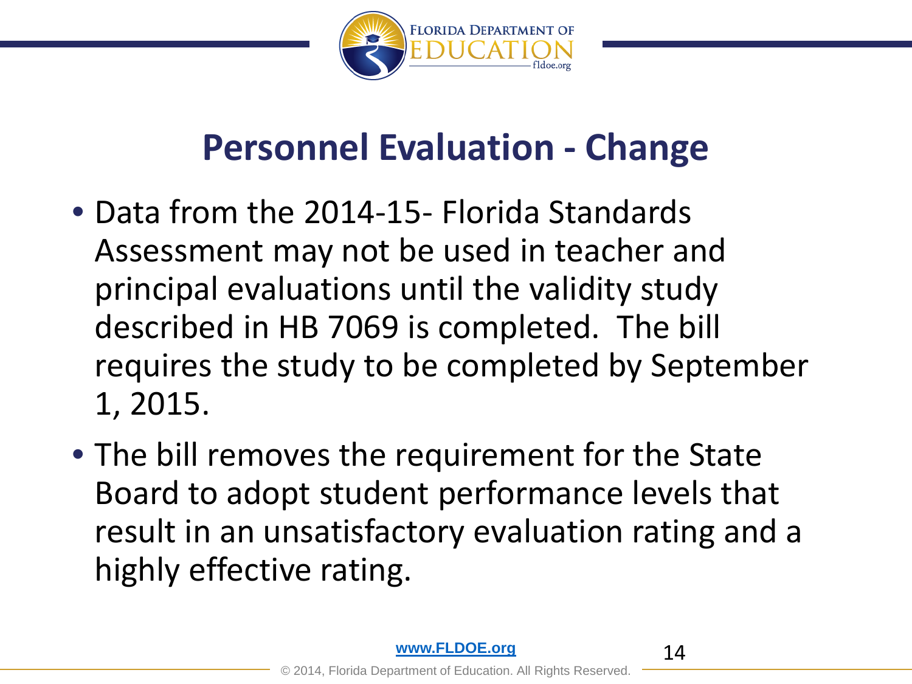# Personnel Evaluation - Change

- Data from the 2014-15- Florida Standards Assessment may not be used in teacher and principal evaluations until the validity study described in HB 7069 is completed. The bill requires the study to be completed by September 1, 2015.
- The bill removes the requirement for the State Board to adopt student performance levels that result in an unsatisfactory evaluation rating and a highly effective rating.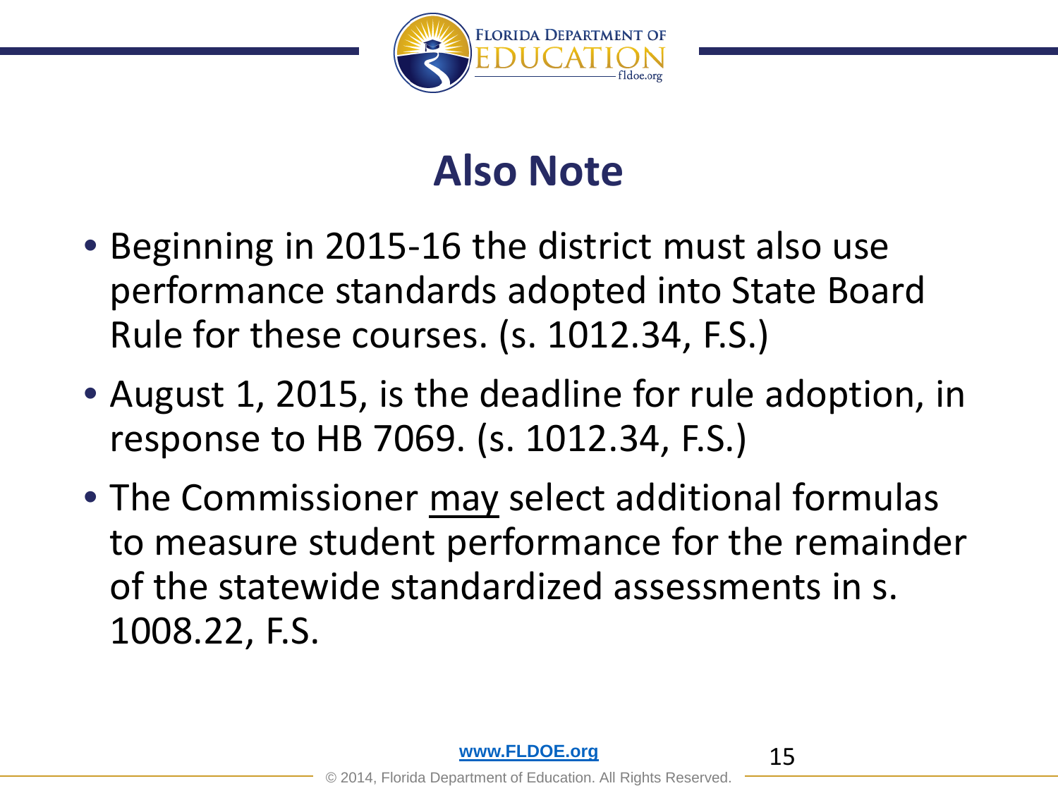# Also Note

- Beginning in 2015-16 the district must also use performance standards adopted into State Board Rule for these courses. (s. 1012.34, F.S.)
- August 1, 2015, is the deadline for rule adoption, in response to HB 7069. (s. 1012.34, F.S.)
- The Commissioner <u>may</u> select additional formulas to measure student performance for the remainder of the statewide standardized assessments in s. 1008.22, F.S.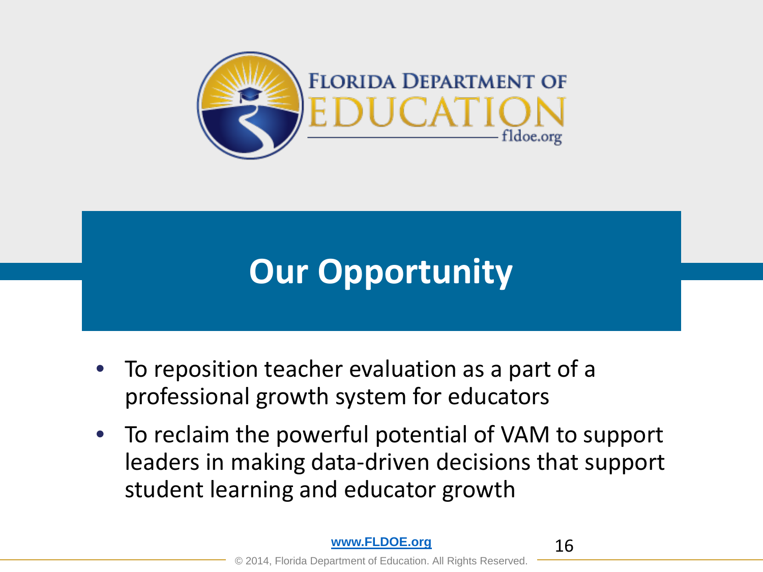# Our Opportunity

- To reposition teacher evaluation as a part of a professional growth system for educators
- To reclaim the powerful potential of VAM to support leaders in making data-driven decisions that support student learning and educator growth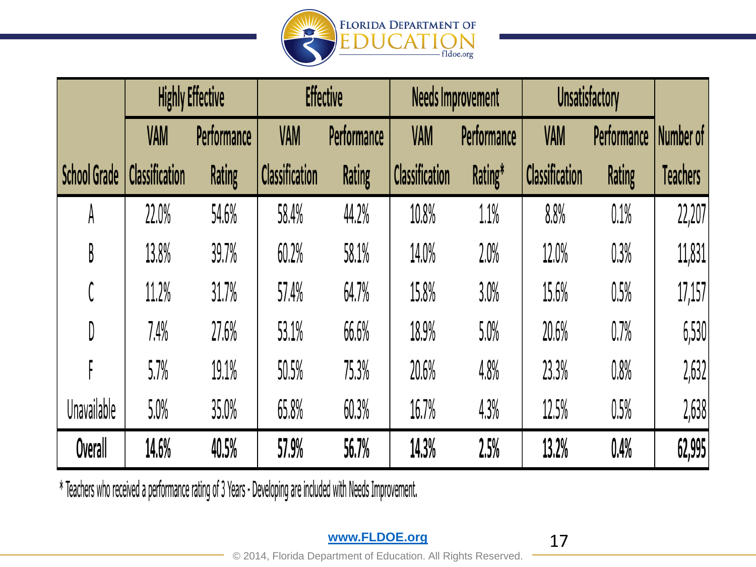| School Grade | Highly Effective | | Effective | | Needs Improvement | | Unsatisfactory | | Number of Teachers |
|---|---|---|---|---|---|---|---|---|---|
| | VAM Classification | Performance Rating | VAM Classification | Performance Rating | VAM Classification | Performance Rating* | VAM Classification | Performance Rating | |
| A | 22.0% | 54.6% | 58.4% | 44.2% | 10.8% | 1.1% | 8.8% | 0.1% | 22,207 |
| B | 13.8% | 39.7% | 60.2% | 58.1% | 14.0% | 2.0% | 12.0% | 0.3% | 11,831 |
| C | 11.2% | 31.7% | 57.4% | 64.7% | 15.8% | 3.0% | 15.6% | 0.5% | 17,157 |
| D | 7.4% | 27.6% | 53.1% | 66.6% | 18.9% | 5.0% | 20.6% | 0.7% | 6,530 |
| F | 5.7% | 19.1% | 50.5% | 75.3% | 20.6% | 4.8% | 23.3% | 0.8% | 2,632 |
| Unavailable | 5.0% | 35.0% | 65.8% | 60.3% | 16.7% | 4.3% | 12.5% | 0.5% | 2,638 |
| **Overall** | **14.6%** | **40.5%** | **57.9%** | **56.7%** | **14.3%** | **2.5%** | **13.2%** | **0.4%** | **62,995** |

* Teachers who received a performance rating of 3 Years - Developing are included with Needs Improvement.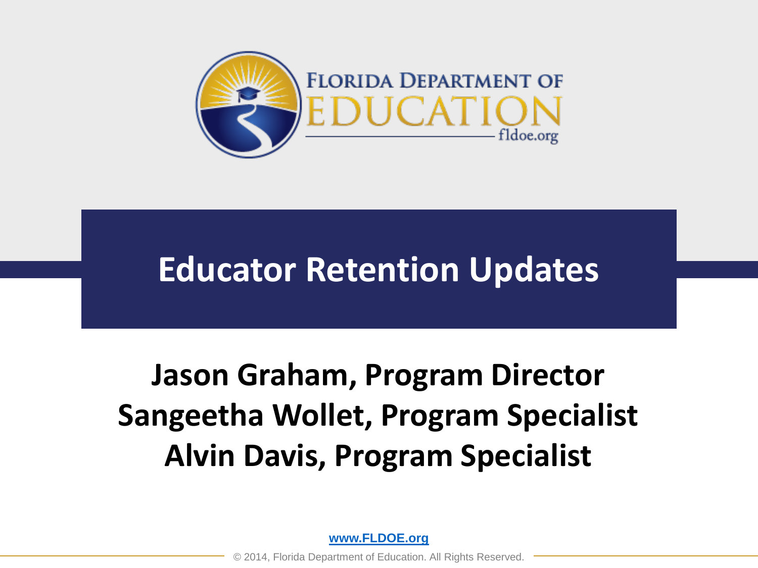# Educator Retention Updates

**Jason Graham, Program Director**
**Sangeetha Wollet, Program Specialist**
**Alvin Davis, Program Specialist**

www.FLDOE.org

© 2014, Florida Department of Education. All Rights Reserved.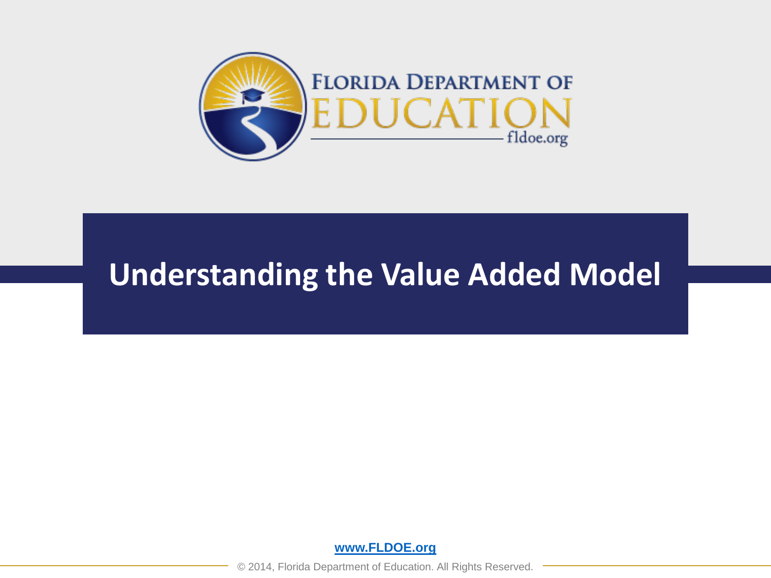FLORIDA DEPARTMENT OF EDUCATION

fldoe.org

# Understanding the Value Added Model

www.FLDOE.org

© 2014, Florida Department of Education. All Rights Reserved.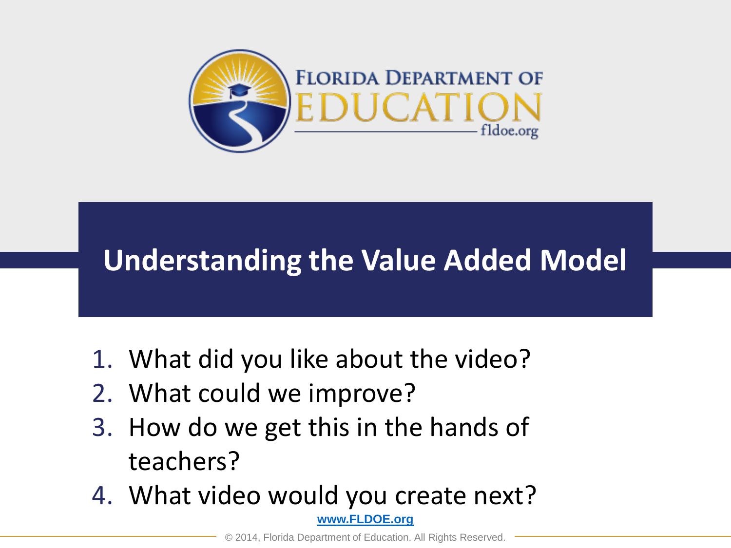# Understanding the Value Added Model

1. What did you like about the video?
2. What could we improve?
3. How do we get this in the hands of teachers?
4. What video would you create next?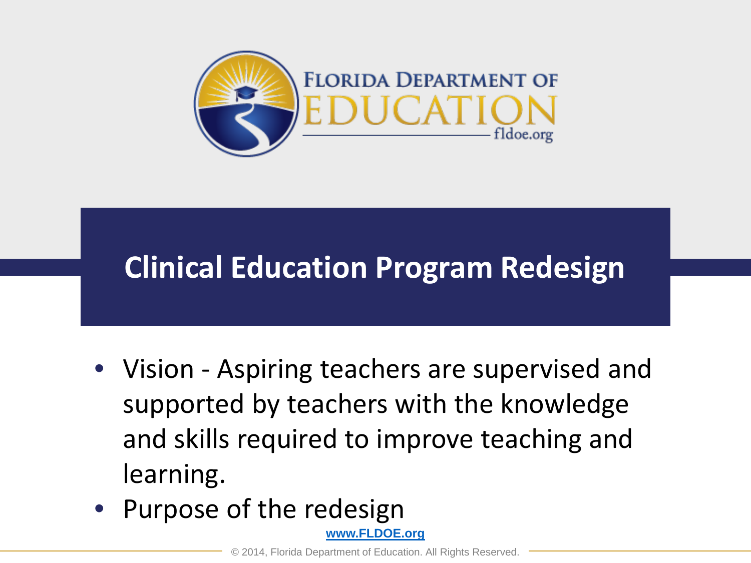## Clinical Education Program Redesign

- Vision - Aspiring teachers are supervised and supported by teachers with the knowledge and skills required to improve teaching and learning.
- Purpose of the redesign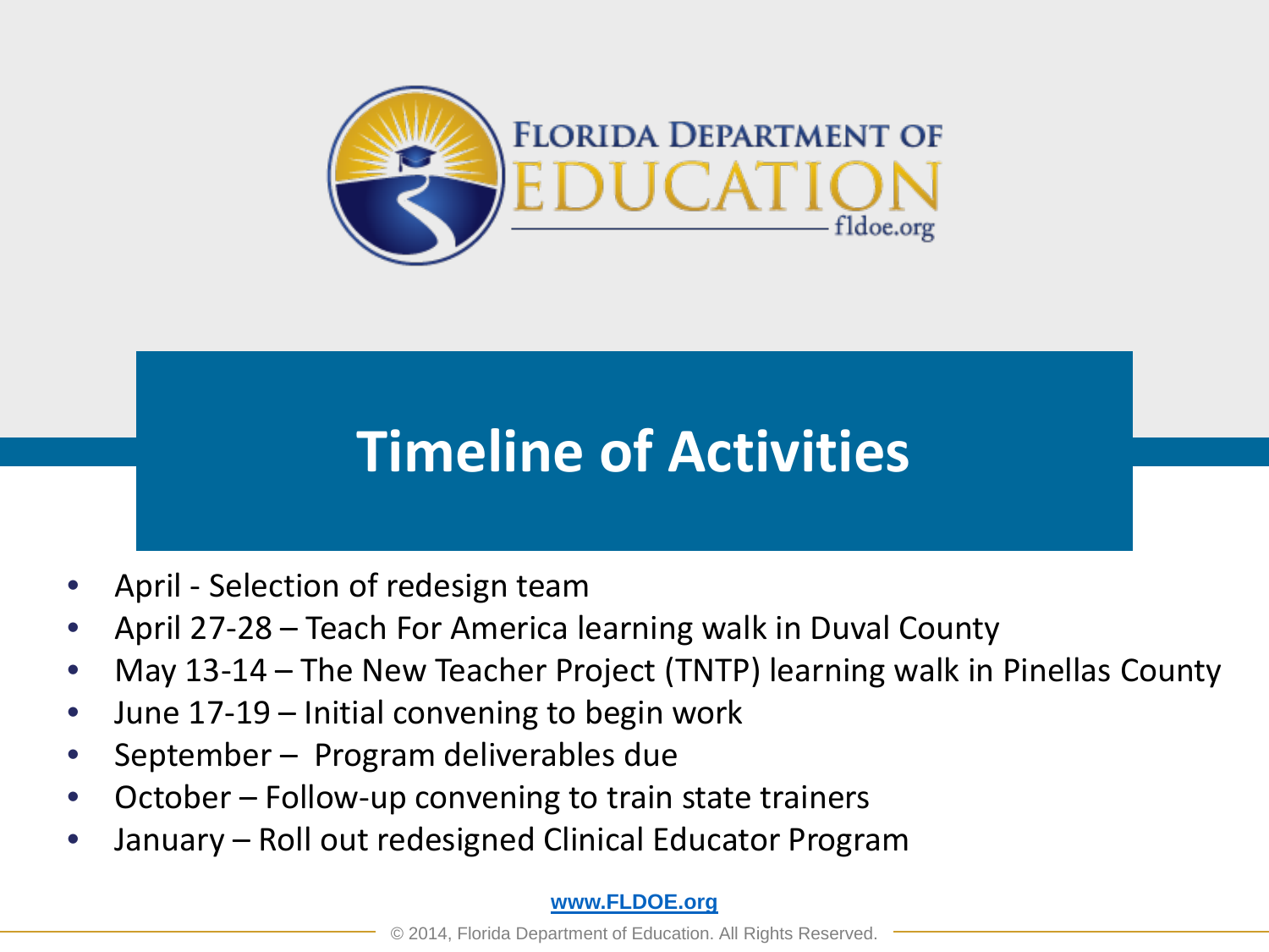# Timeline of Activities

- April - Selection of redesign team
- April 27-28 – Teach For America learning walk in Duval County
- May 13-14 – The New Teacher Project (TNTP) learning walk in Pinellas County
- June 17-19 – Initial convening to begin work
- September – Program deliverables due
- October – Follow-up convening to train state trainers
- January – Roll out redesigned Clinical Educator Program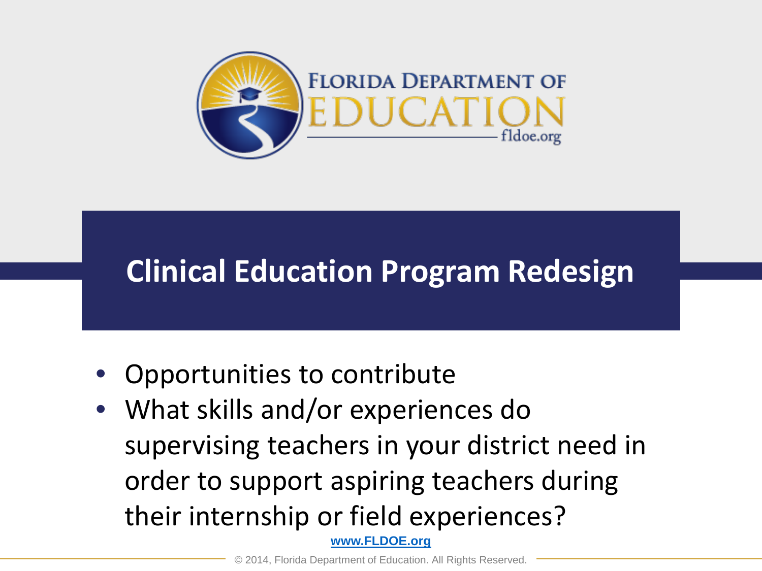# Clinical Education Program Redesign

- Opportunities to contribute
- What skills and/or experiences do supervising teachers in your district need in order to support aspiring teachers during their internship or field experiences?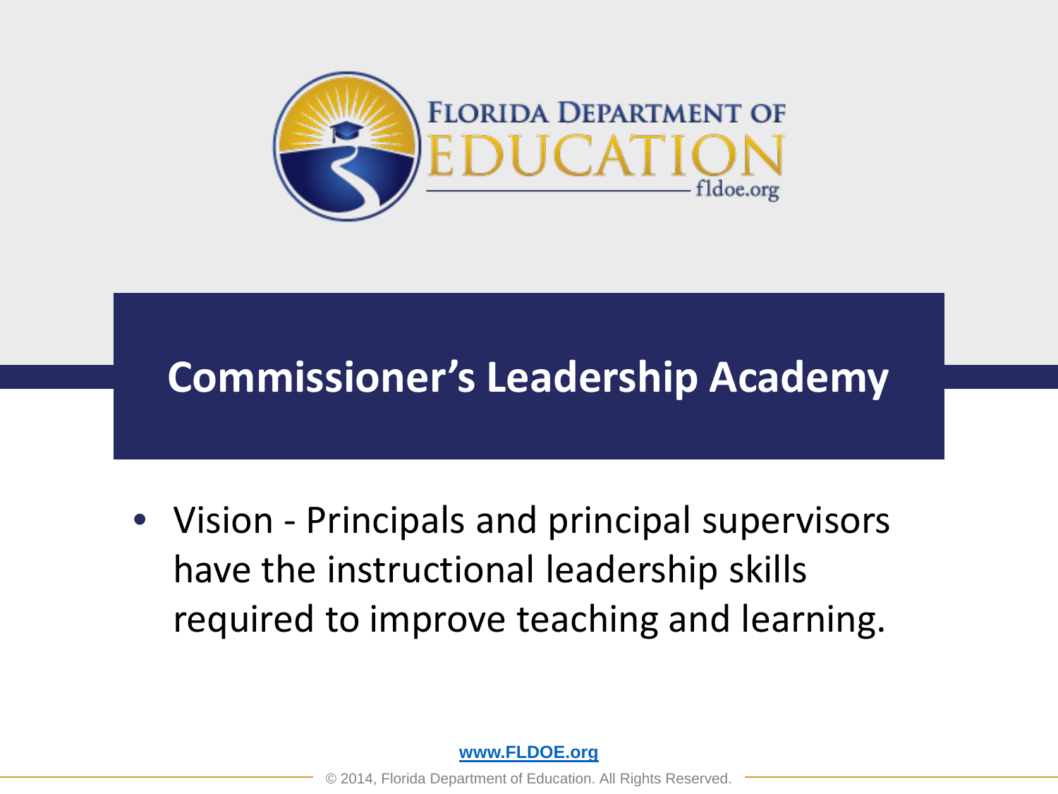# Commissioner's Leadership Academy

- Vision - Principals and principal supervisors have the instructional leadership skills required to improve teaching and learning.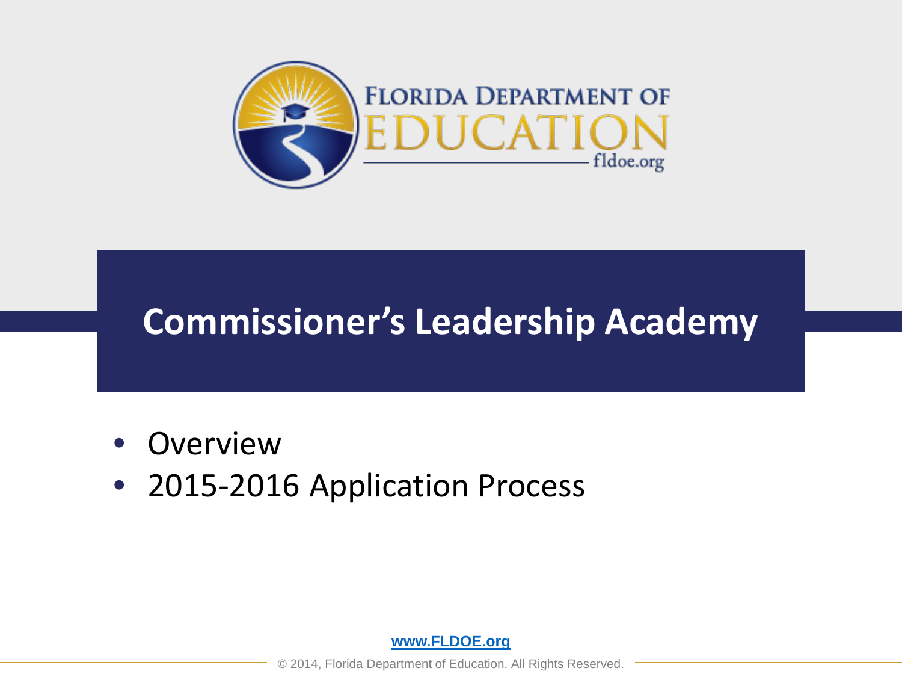# Commissioner's Leadership Academy

- Overview
- 2015-2016 Application Process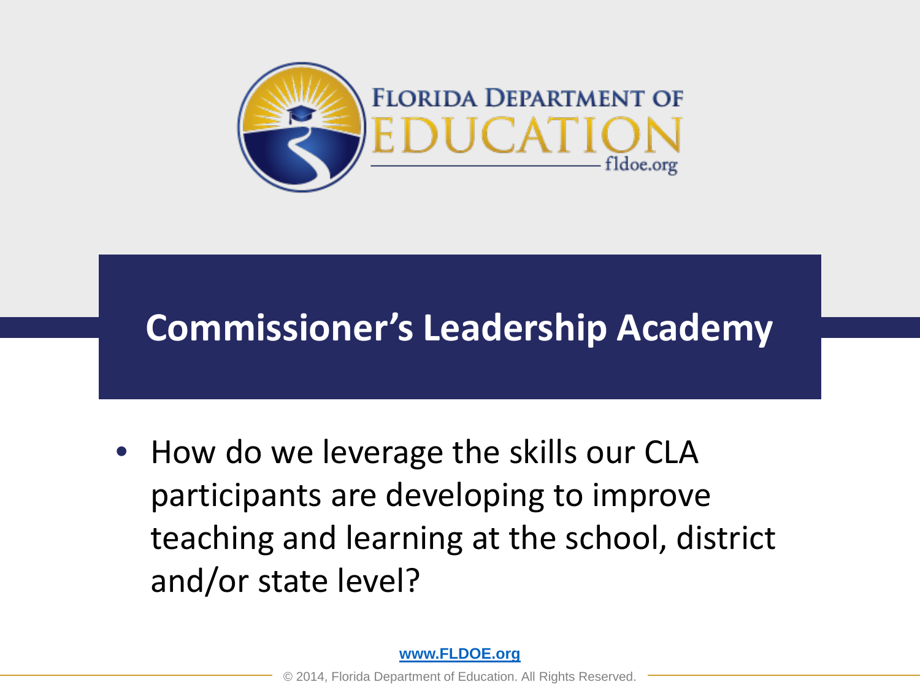# Commissioner's Leadership Academy

- How do we leverage the skills our CLA participants are developing to improve teaching and learning at the school, district and/or state level?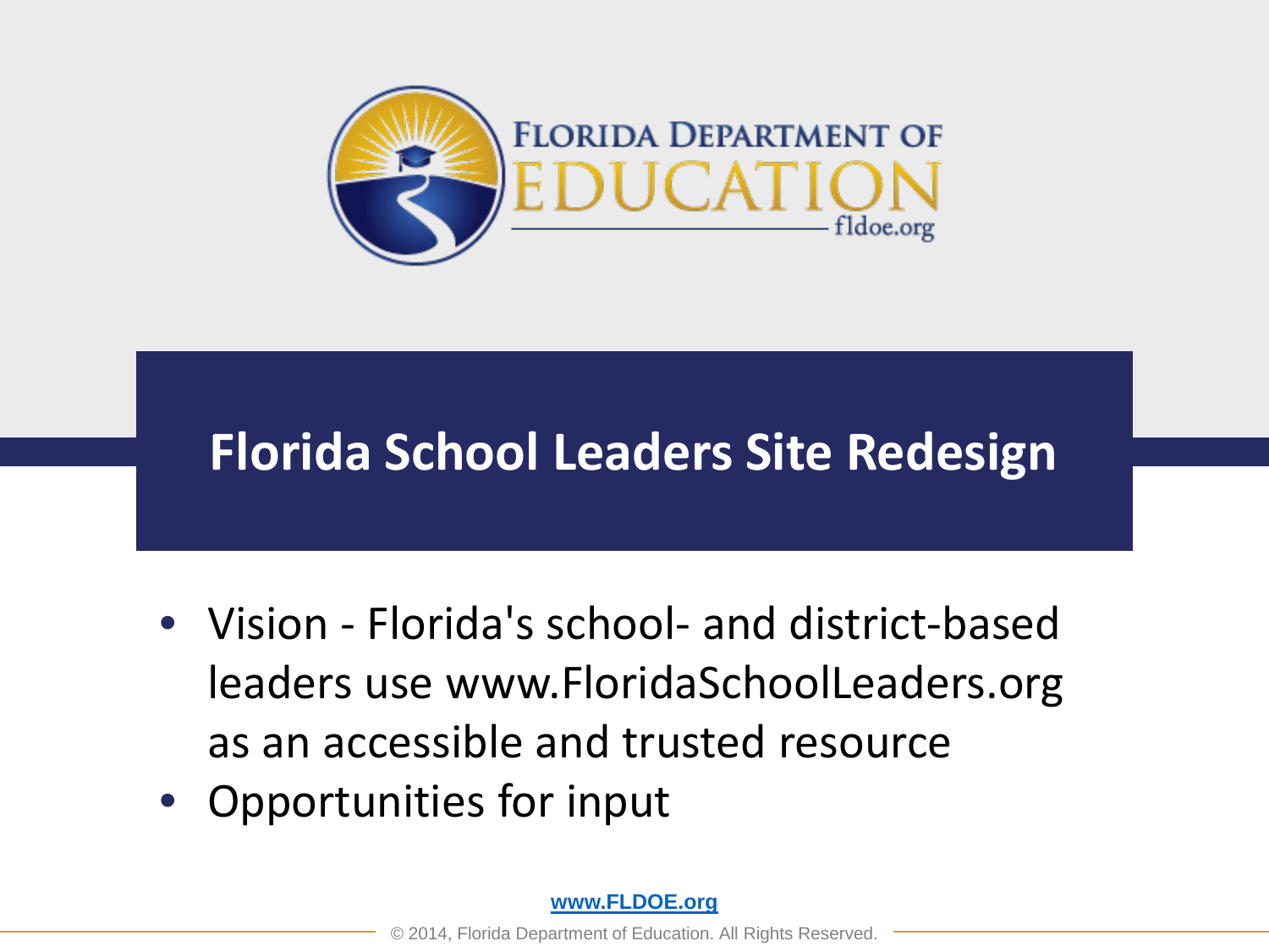# Florida School Leaders Site Redesign

- Vision - Florida's school- and district-based leaders use www.FloridaSchoolLeaders.org as an accessible and trusted resource
- Opportunities for input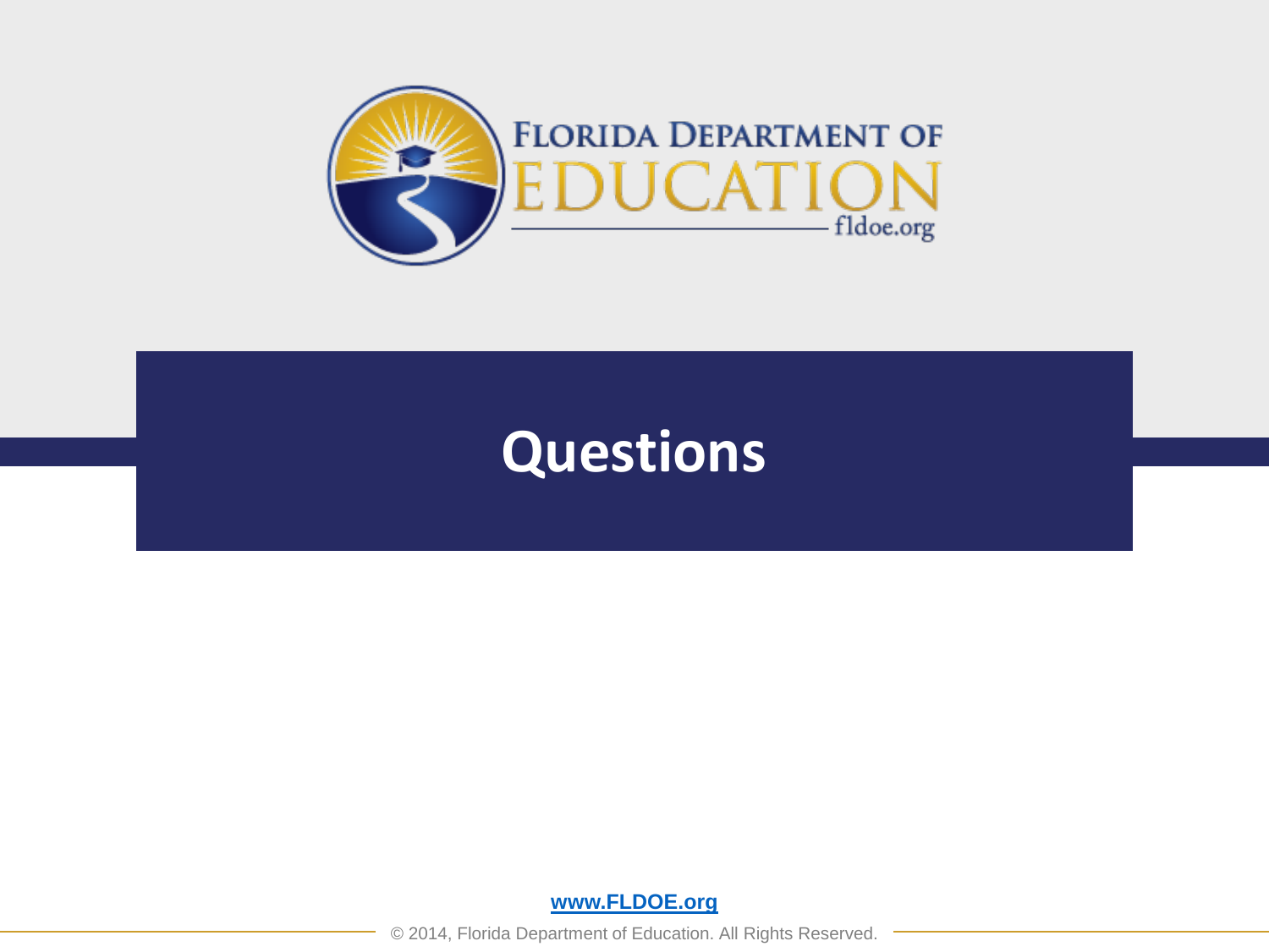# Questions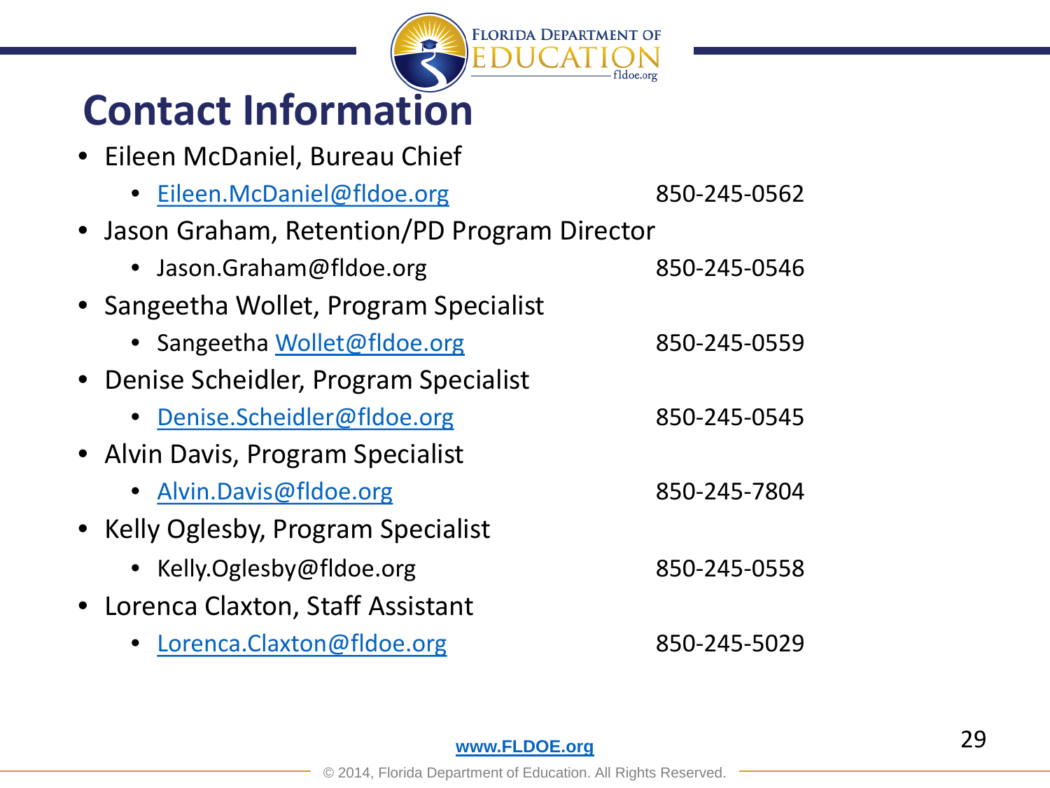# Contact Information

- Eileen McDaniel, Bureau Chief
  - Eileen.McDaniel@fldoe.org 850-245-0562
- Jason Graham, Retention/PD Program Director
  - Jason.Graham@fldoe.org 850-245-0546
- Sangeetha Wollet, Program Specialist
  - Sangeetha Wollet@fldoe.org 850-245-0559
- Denise Scheidler, Program Specialist
  - Denise.Scheidler@fldoe.org 850-245-0545
- Alvin Davis, Program Specialist
  - Alvin.Davis@fldoe.org 850-245-7804
- Kelly Oglesby, Program Specialist
  - Kelly.Oglesby@fldoe.org 850-245-0558
- Lorenca Claxton, Staff Assistant
  - Lorenca.Claxton@fldoe.org 850-245-5029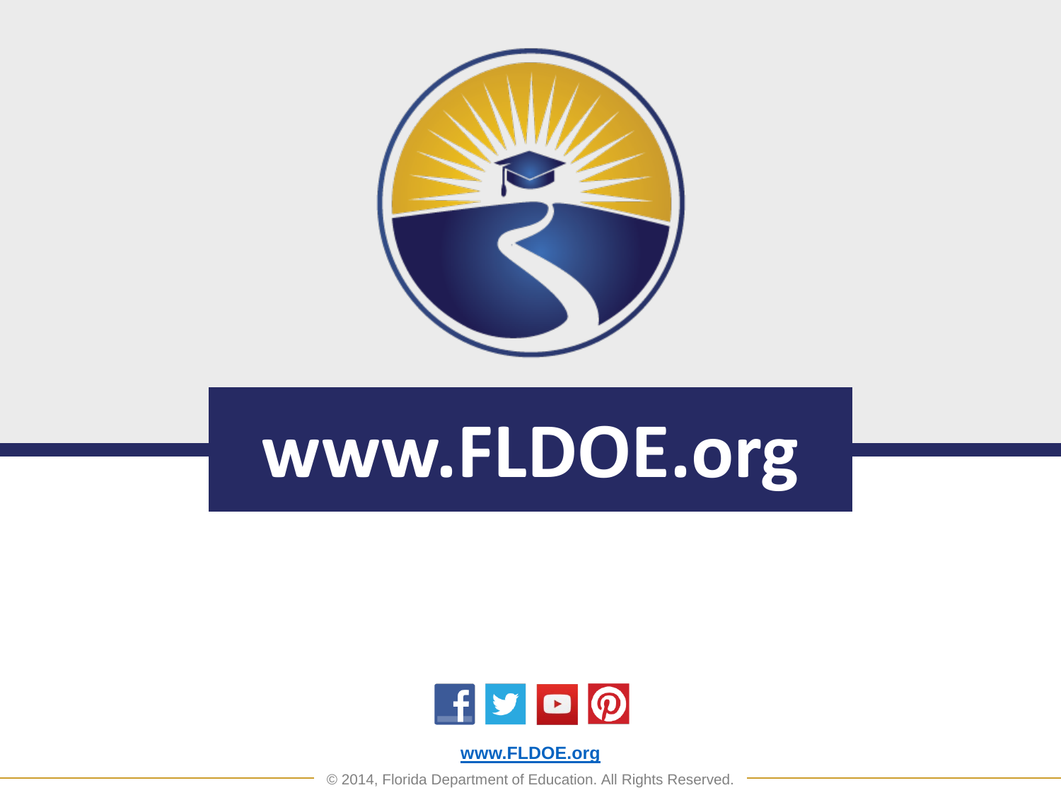# www.FLDOE.org

www.FLDOE.org

© 2014, Florida Department of Education. All Rights Reserved.